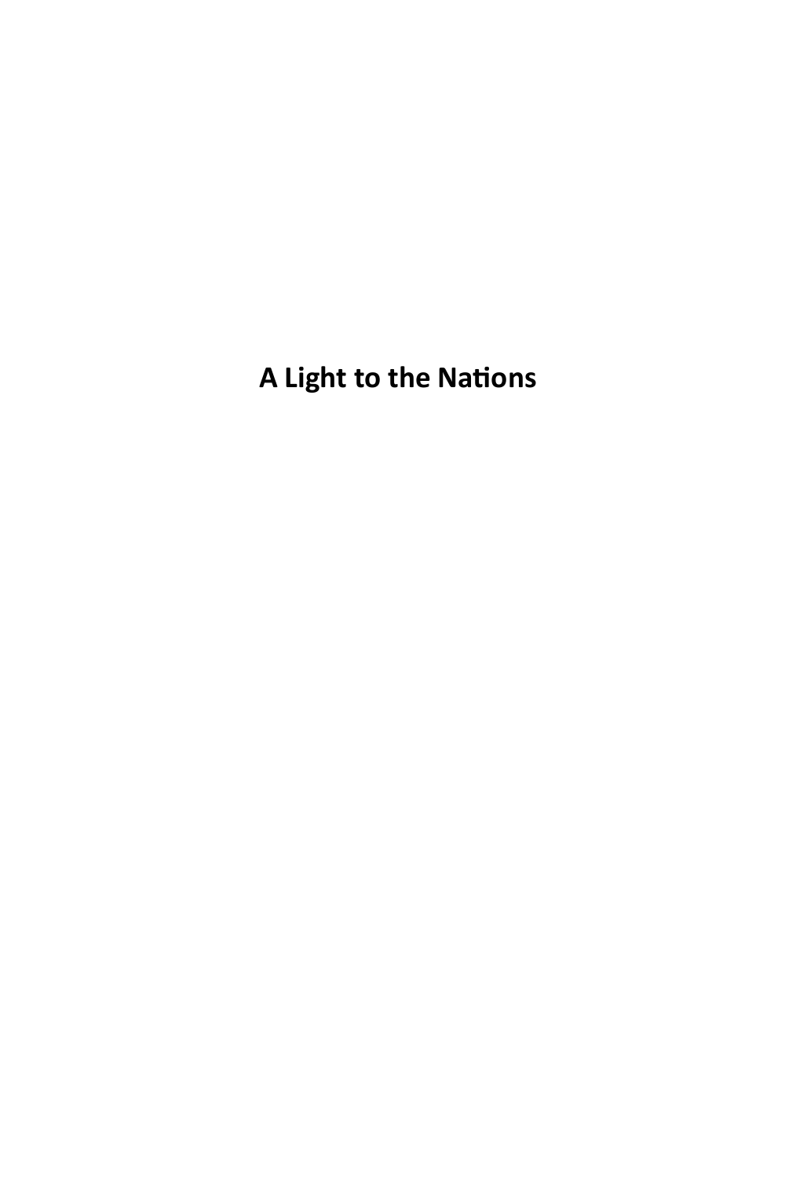# A Light to the Nations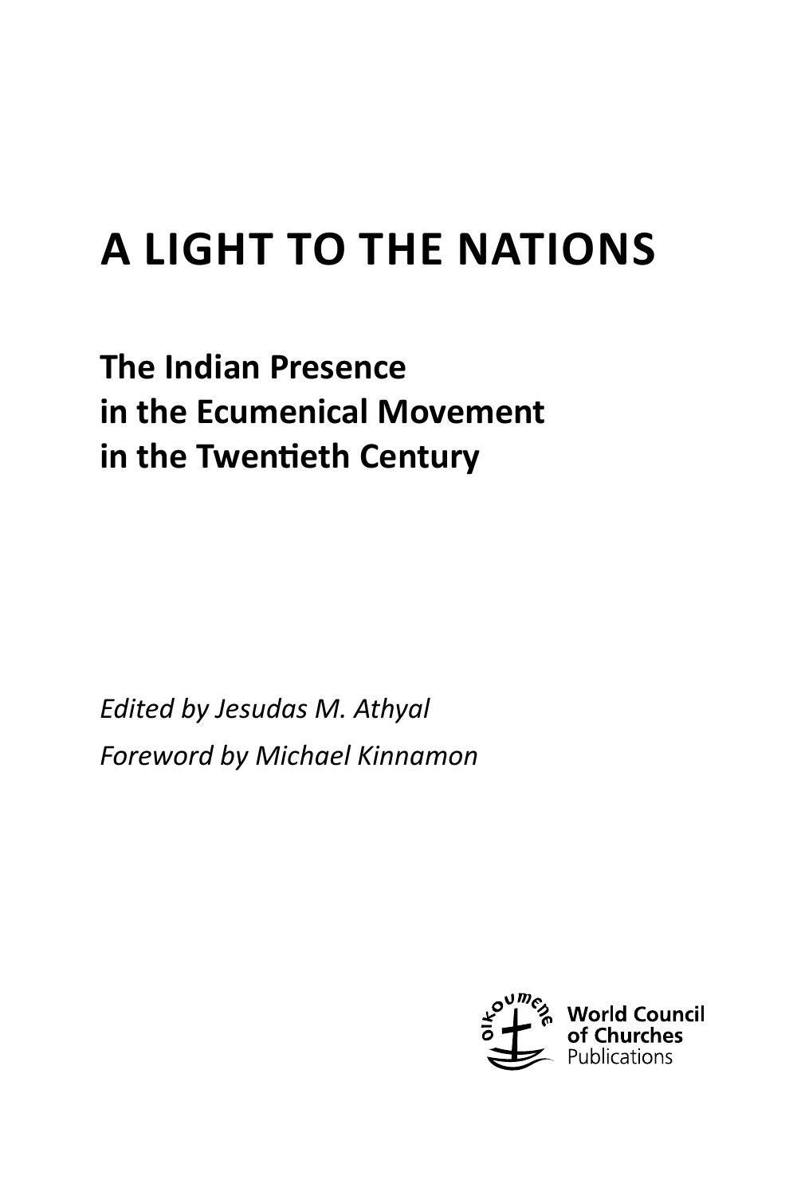# A LIGHT TO THE NATIONS

## The Indian Presence in the Ecumenical Movement in the Twentieth Century

*Edited by Jesudas M. Athyal*

*Foreword by Michael Kinnamon*

**World Council of Churches**
Publications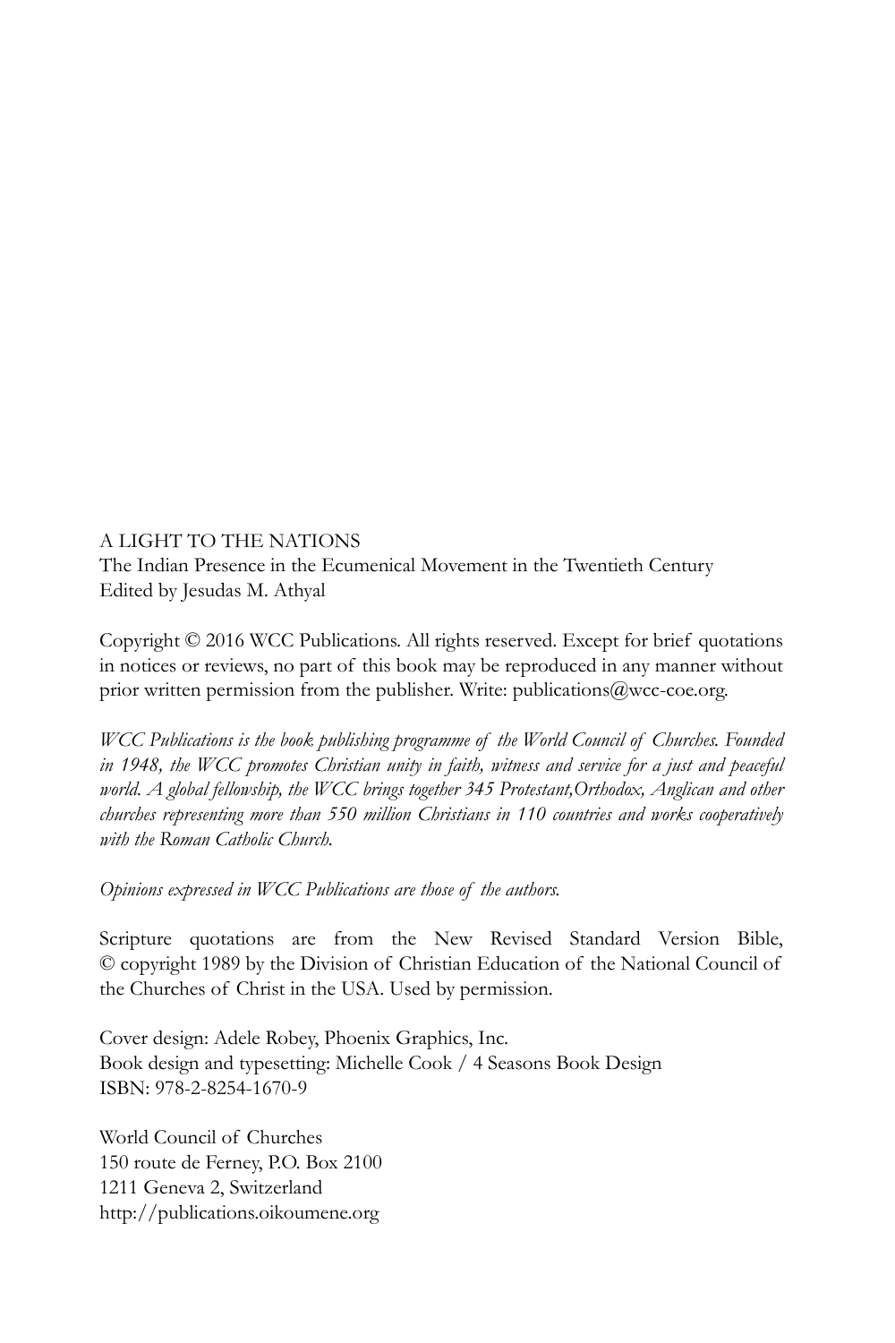A LIGHT TO THE NATIONS
The Indian Presence in the Ecumenical Movement in the Twentieth Century
Edited by Jesudas M. Athyal

Copyright © 2016 WCC Publications. All rights reserved. Except for brief quotations in notices or reviews, no part of this book may be reproduced in any manner without prior written permission from the publisher. Write: publications@wcc-coe.org.

*WCC Publications is the book publishing programme of the World Council of Churches. Founded in 1948, the WCC promotes Christian unity in faith, witness and service for a just and peaceful world. A global fellowship, the WCC brings together 345 Protestant,Orthodox, Anglican and other churches representing more than 550 million Christians in 110 countries and works cooperatively with the Roman Catholic Church.*

*Opinions expressed in WCC Publications are those of the authors.*

Scripture quotations are from the New Revised Standard Version Bible, © copyright 1989 by the Division of Christian Education of the National Council of the Churches of Christ in the USA. Used by permission.

Cover design: Adele Robey, Phoenix Graphics, Inc.
Book design and typesetting: Michelle Cook / 4 Seasons Book Design
ISBN: 978-2-8254-1670-9

World Council of Churches
150 route de Ferney, P.O. Box 2100
1211 Geneva 2, Switzerland
http://publications.oikoumene.org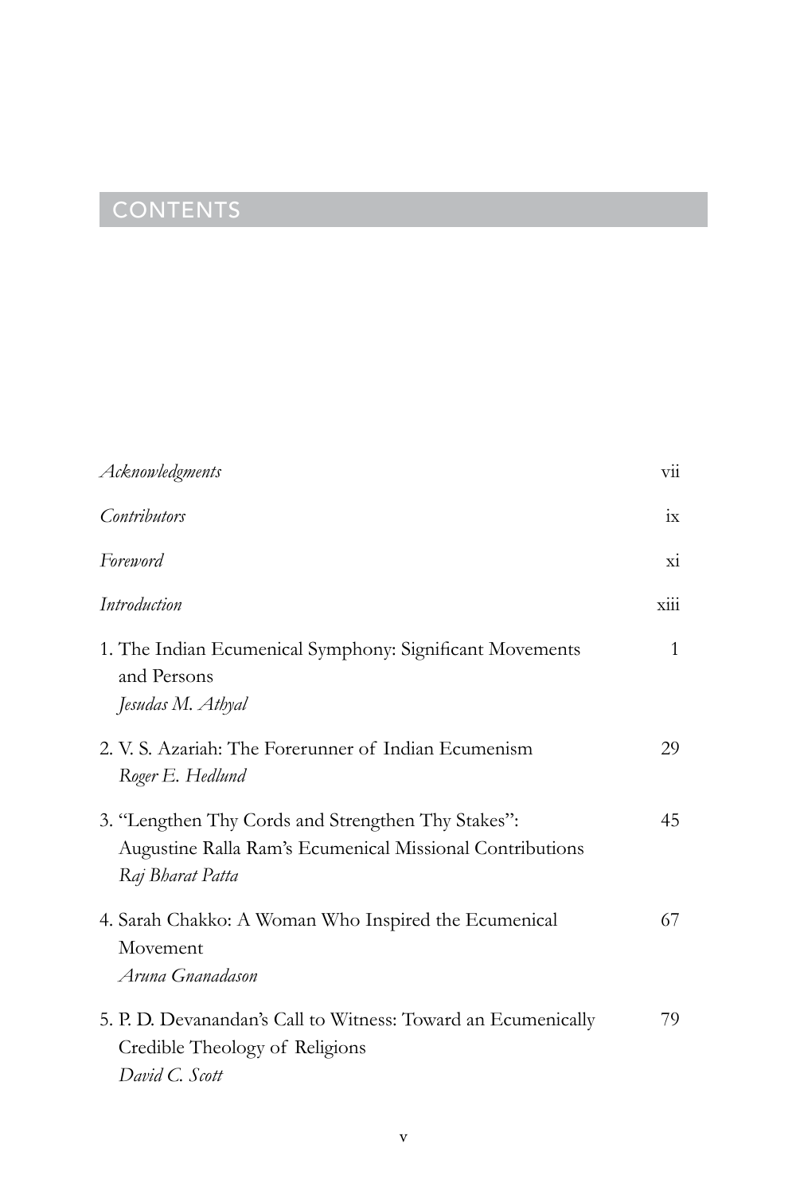# CONTENTS

*Acknowledgments* vii

*Contributors* ix

*Foreword* xi

*Introduction* xiii

1. The Indian Ecumenical Symphony: Significant Movements and Persons 1
   *Jesudas M. Athyal*

2. V. S. Azariah: The Forerunner of Indian Ecumenism 29
   *Roger E. Hedlund*

3. "Lengthen Thy Cords and Strengthen Thy Stakes": Augustine Ralla Ram's Ecumenical Missional Contributions 45
   *Raj Bharat Patta*

4. Sarah Chakko: A Woman Who Inspired the Ecumenical Movement 67
   *Aruna Gnanadason*

5. P. D. Devanandan's Call to Witness: Toward an Ecumenically Credible Theology of Religions 79
   *David C. Scott*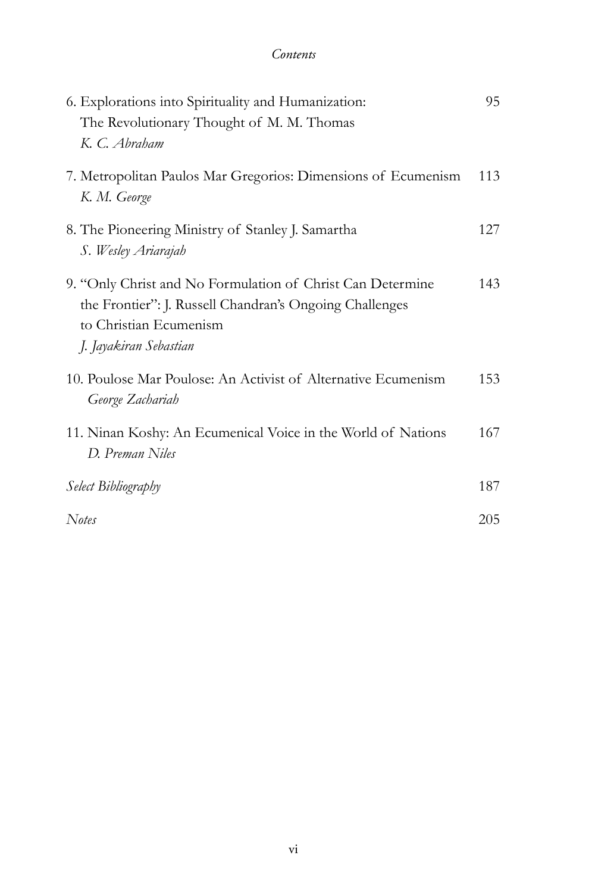6. Explorations into Spirituality and Humanization: The Revolutionary Thought of M. M. Thomas — 95
   *K. C. Abraham*

7. Metropolitan Paulos Mar Gregorios: Dimensions of Ecumenism — 113
   *K. M. George*

8. The Pioneering Ministry of Stanley J. Samartha — 127
   *S. Wesley Ariarajah*

9. "Only Christ and No Formulation of Christ Can Determine the Frontier": J. Russell Chandran's Ongoing Challenges to Christian Ecumenism — 143
   *J. Jayakiran Sebastian*

10. Poulose Mar Poulose: An Activist of Alternative Ecumenism — 153
    *George Zachariah*

11. Ninan Koshy: An Ecumenical Voice in the World of Nations — 167
    *D. Preman Niles*

*Select Bibliography* — 187

*Notes* — 205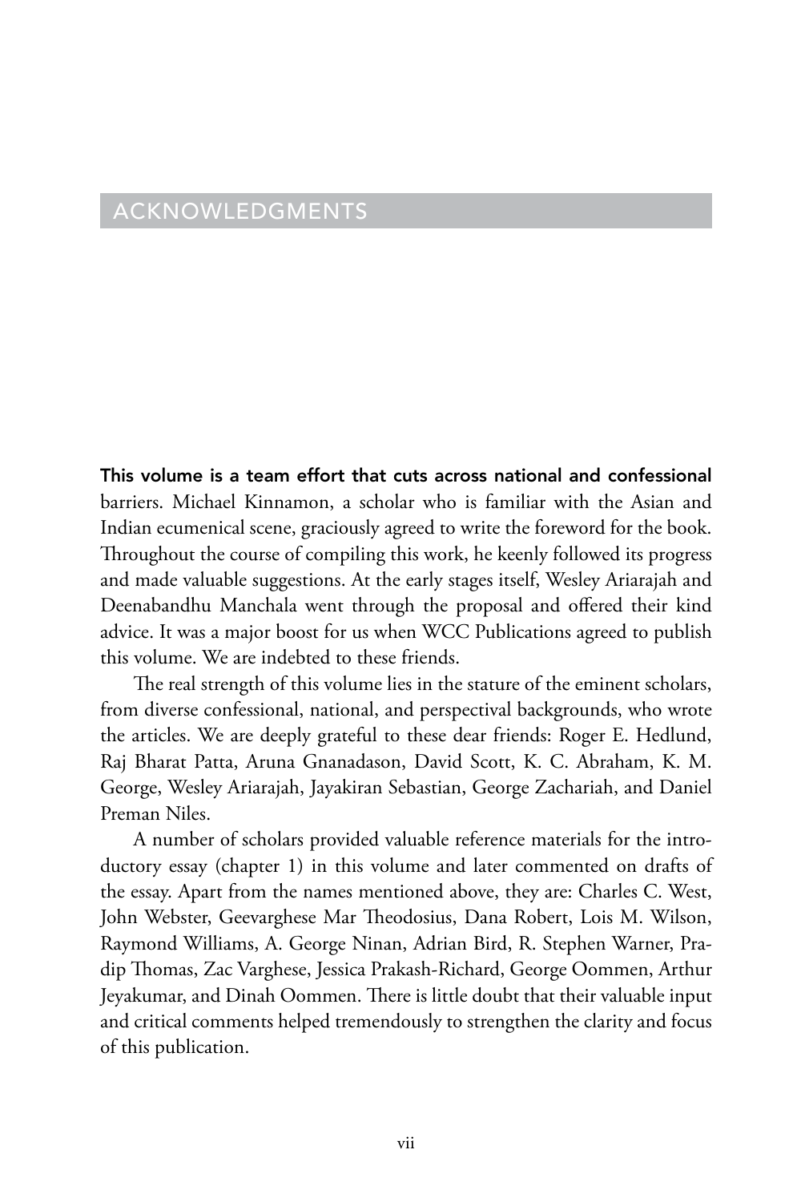# ACKNOWLEDGMENTS

**This volume is a team effort that cuts across national and confessional** barriers. Michael Kinnamon, a scholar who is familiar with the Asian and Indian ecumenical scene, graciously agreed to write the foreword for the book. Throughout the course of compiling this work, he keenly followed its progress and made valuable suggestions. At the early stages itself, Wesley Ariarajah and Deenabandhu Manchala went through the proposal and offered their kind advice. It was a major boost for us when WCC Publications agreed to publish this volume. We are indebted to these friends.

The real strength of this volume lies in the stature of the eminent scholars, from diverse confessional, national, and perspectival backgrounds, who wrote the articles. We are deeply grateful to these dear friends: Roger E. Hedlund, Raj Bharat Patta, Aruna Gnanadason, David Scott, K. C. Abraham, K. M. George, Wesley Ariarajah, Jayakiran Sebastian, George Zachariah, and Daniel Preman Niles.

A number of scholars provided valuable reference materials for the introductory essay (chapter 1) in this volume and later commented on drafts of the essay. Apart from the names mentioned above, they are: Charles C. West, John Webster, Geevarghese Mar Theodosius, Dana Robert, Lois M. Wilson, Raymond Williams, A. George Ninan, Adrian Bird, R. Stephen Warner, Pradip Thomas, Zac Varghese, Jessica Prakash-Richard, George Oommen, Arthur Jeyakumar, and Dinah Oommen. There is little doubt that their valuable input and critical comments helped tremendously to strengthen the clarity and focus of this publication.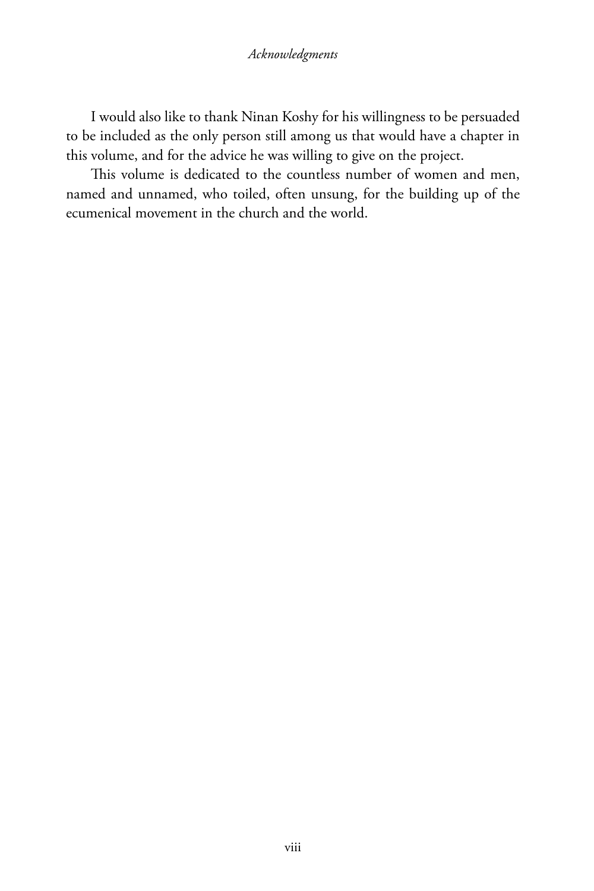I would also like to thank Ninan Koshy for his willingness to be persuaded to be included as the only person still among us that would have a chapter in this volume, and for the advice he was willing to give on the project.

This volume is dedicated to the countless number of women and men, named and unnamed, who toiled, often unsung, for the building up of the ecumenical movement in the church and the world.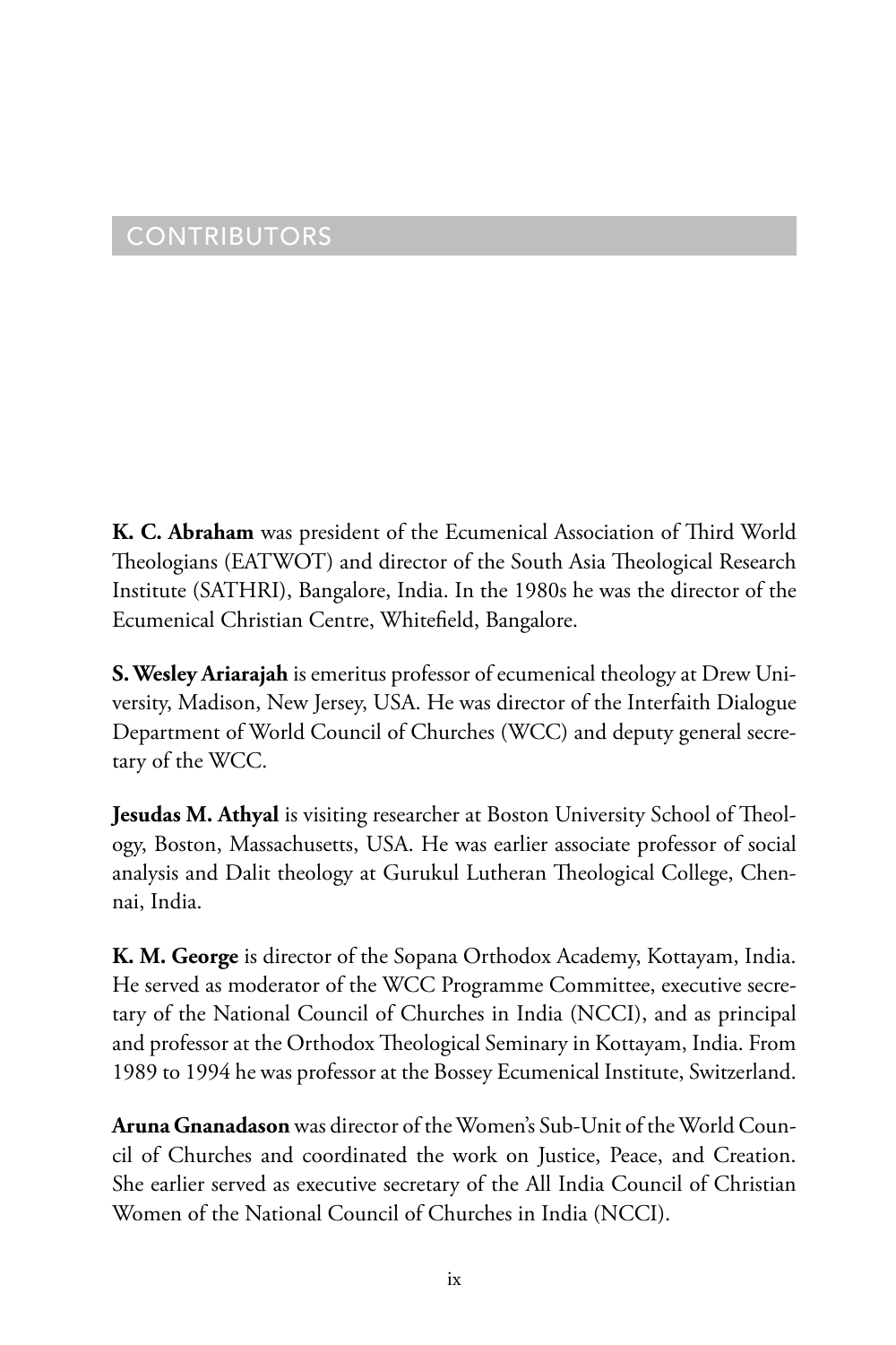## CONTRIBUTORS

**K. C. Abraham** was president of the Ecumenical Association of Third World Theologians (EATWOT) and director of the South Asia Theological Research Institute (SATHRI), Bangalore, India. In the 1980s he was the director of the Ecumenical Christian Centre, Whitefield, Bangalore.

**S. Wesley Ariarajah** is emeritus professor of ecumenical theology at Drew University, Madison, New Jersey, USA. He was director of the Interfaith Dialogue Department of World Council of Churches (WCC) and deputy general secretary of the WCC.

**Jesudas M. Athyal** is visiting researcher at Boston University School of Theology, Boston, Massachusetts, USA. He was earlier associate professor of social analysis and Dalit theology at Gurukul Lutheran Theological College, Chennai, India.

**K. M. George** is director of the Sopana Orthodox Academy, Kottayam, India. He served as moderator of the WCC Programme Committee, executive secretary of the National Council of Churches in India (NCCI), and as principal and professor at the Orthodox Theological Seminary in Kottayam, India. From 1989 to 1994 he was professor at the Bossey Ecumenical Institute, Switzerland.

**Aruna Gnanadason** was director of the Women's Sub-Unit of the World Council of Churches and coordinated the work on Justice, Peace, and Creation. She earlier served as executive secretary of the All India Council of Christian Women of the National Council of Churches in India (NCCI).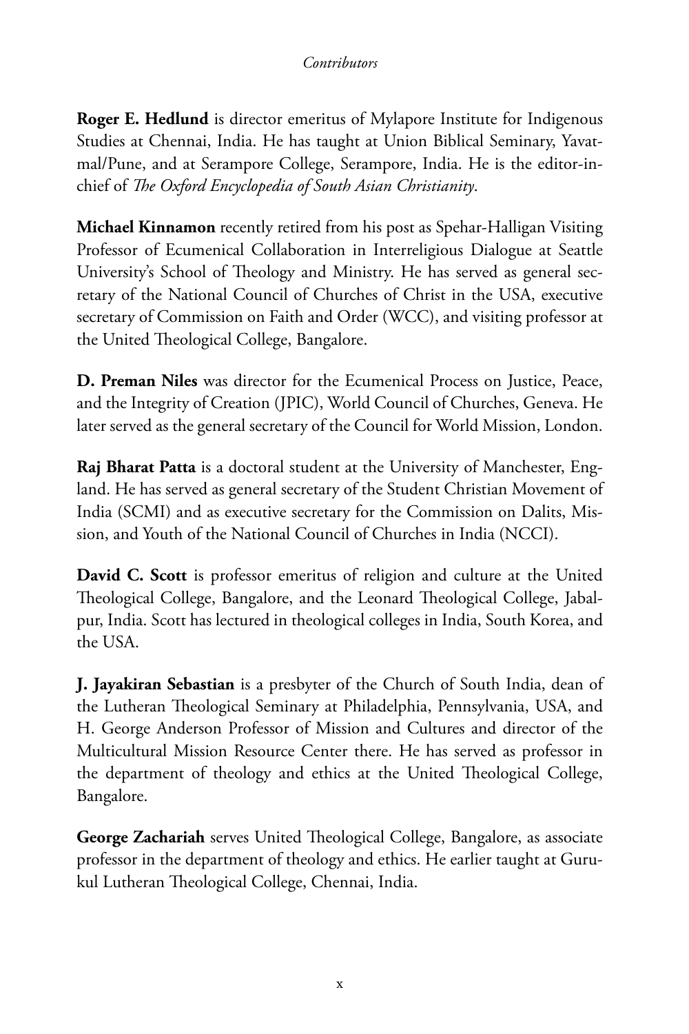**Roger E. Hedlund** is director emeritus of Mylapore Institute for Indigenous Studies at Chennai, India. He has taught at Union Biblical Seminary, Yavatmal/Pune, and at Serampore College, Serampore, India. He is the editor-in-chief of *The Oxford Encyclopedia of South Asian Christianity*.

**Michael Kinnamon** recently retired from his post as Spehar-Halligan Visiting Professor of Ecumenical Collaboration in Interreligious Dialogue at Seattle University's School of Theology and Ministry. He has served as general secretary of the National Council of Churches of Christ in the USA, executive secretary of Commission on Faith and Order (WCC), and visiting professor at the United Theological College, Bangalore.

**D. Preman Niles** was director for the Ecumenical Process on Justice, Peace, and the Integrity of Creation (JPIC), World Council of Churches, Geneva. He later served as the general secretary of the Council for World Mission, London.

**Raj Bharat Patta** is a doctoral student at the University of Manchester, England. He has served as general secretary of the Student Christian Movement of India (SCMI) and as executive secretary for the Commission on Dalits, Mission, and Youth of the National Council of Churches in India (NCCI).

**David C. Scott** is professor emeritus of religion and culture at the United Theological College, Bangalore, and the Leonard Theological College, Jabalpur, India. Scott has lectured in theological colleges in India, South Korea, and the USA.

**J. Jayakiran Sebastian** is a presbyter of the Church of South India, dean of the Lutheran Theological Seminary at Philadelphia, Pennsylvania, USA, and H. George Anderson Professor of Mission and Cultures and director of the Multicultural Mission Resource Center there. He has served as professor in the department of theology and ethics at the United Theological College, Bangalore.

**George Zachariah** serves United Theological College, Bangalore, as associate professor in the department of theology and ethics. He earlier taught at Gurukul Lutheran Theological College, Chennai, India.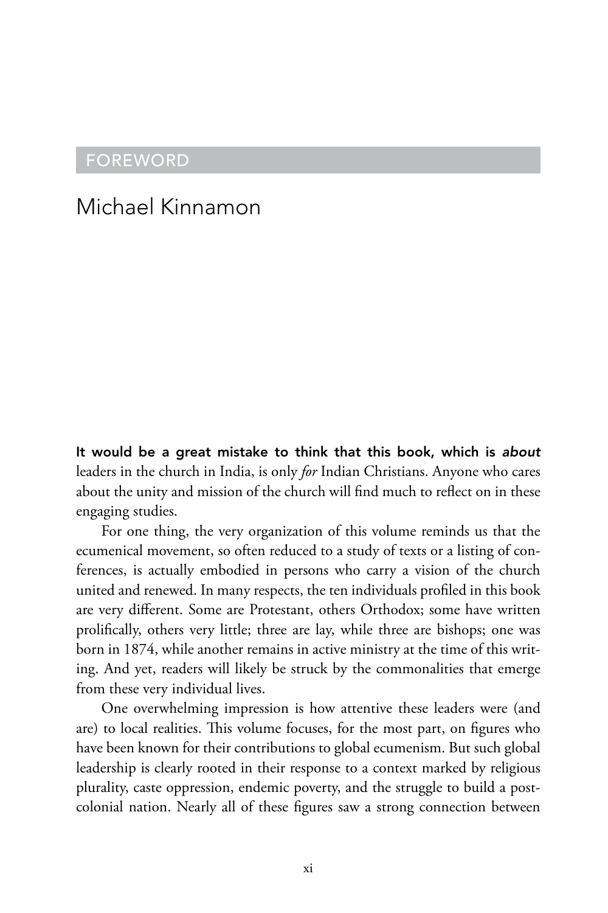# FOREWORD

## Michael Kinnamon

**It would be a great mistake to think that this book, which is *about*** leaders in the church in India, is only *for* Indian Christians. Anyone who cares about the unity and mission of the church will find much to reflect on in these engaging studies.

For one thing, the very organization of this volume reminds us that the ecumenical movement, so often reduced to a study of texts or a listing of conferences, is actually embodied in persons who carry a vision of the church united and renewed. In many respects, the ten individuals profiled in this book are very different. Some are Protestant, others Orthodox; some have written prolifically, others very little; three are lay, while three are bishops; one was born in 1874, while another remains in active ministry at the time of this writing. And yet, readers will likely be struck by the commonalities that emerge from these very individual lives.

One overwhelming impression is how attentive these leaders were (and are) to local realities. This volume focuses, for the most part, on figures who have been known for their contributions to global ecumenism. But such global leadership is clearly rooted in their response to a context marked by religious plurality, caste oppression, endemic poverty, and the struggle to build a postcolonial nation. Nearly all of these figures saw a strong connection between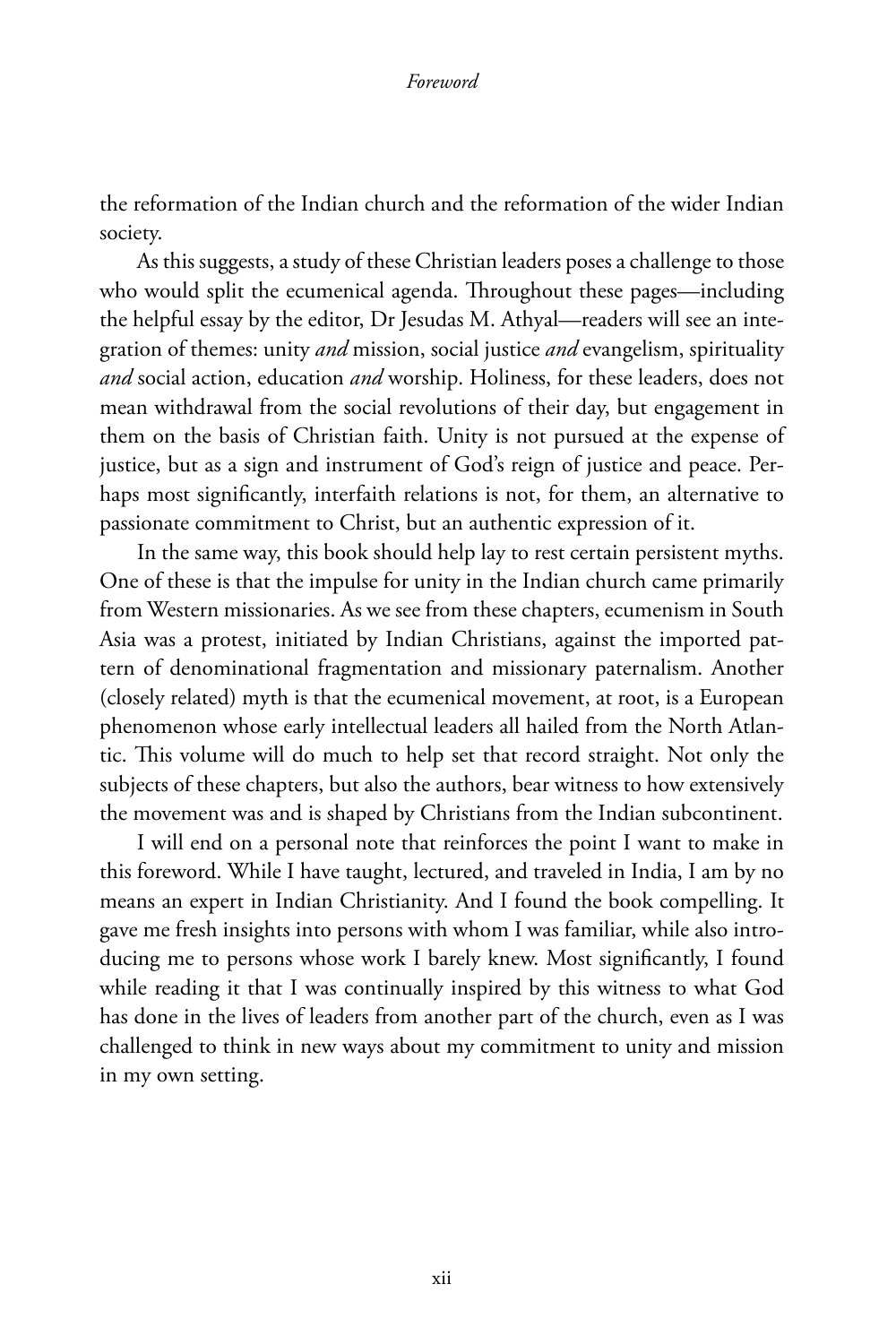the reformation of the Indian church and the reformation of the wider Indian society.

As this suggests, a study of these Christian leaders poses a challenge to those who would split the ecumenical agenda. Throughout these pages—including the helpful essay by the editor, Dr Jesudas M. Athyal—readers will see an integration of themes: unity *and* mission, social justice *and* evangelism, spirituality *and* social action, education *and* worship. Holiness, for these leaders, does not mean withdrawal from the social revolutions of their day, but engagement in them on the basis of Christian faith. Unity is not pursued at the expense of justice, but as a sign and instrument of God's reign of justice and peace. Perhaps most significantly, interfaith relations is not, for them, an alternative to passionate commitment to Christ, but an authentic expression of it.

In the same way, this book should help lay to rest certain persistent myths. One of these is that the impulse for unity in the Indian church came primarily from Western missionaries. As we see from these chapters, ecumenism in South Asia was a protest, initiated by Indian Christians, against the imported pattern of denominational fragmentation and missionary paternalism. Another (closely related) myth is that the ecumenical movement, at root, is a European phenomenon whose early intellectual leaders all hailed from the North Atlantic. This volume will do much to help set that record straight. Not only the subjects of these chapters, but also the authors, bear witness to how extensively the movement was and is shaped by Christians from the Indian subcontinent.

I will end on a personal note that reinforces the point I want to make in this foreword. While I have taught, lectured, and traveled in India, I am by no means an expert in Indian Christianity. And I found the book compelling. It gave me fresh insights into persons with whom I was familiar, while also introducing me to persons whose work I barely knew. Most significantly, I found while reading it that I was continually inspired by this witness to what God has done in the lives of leaders from another part of the church, even as I was challenged to think in new ways about my commitment to unity and mission in my own setting.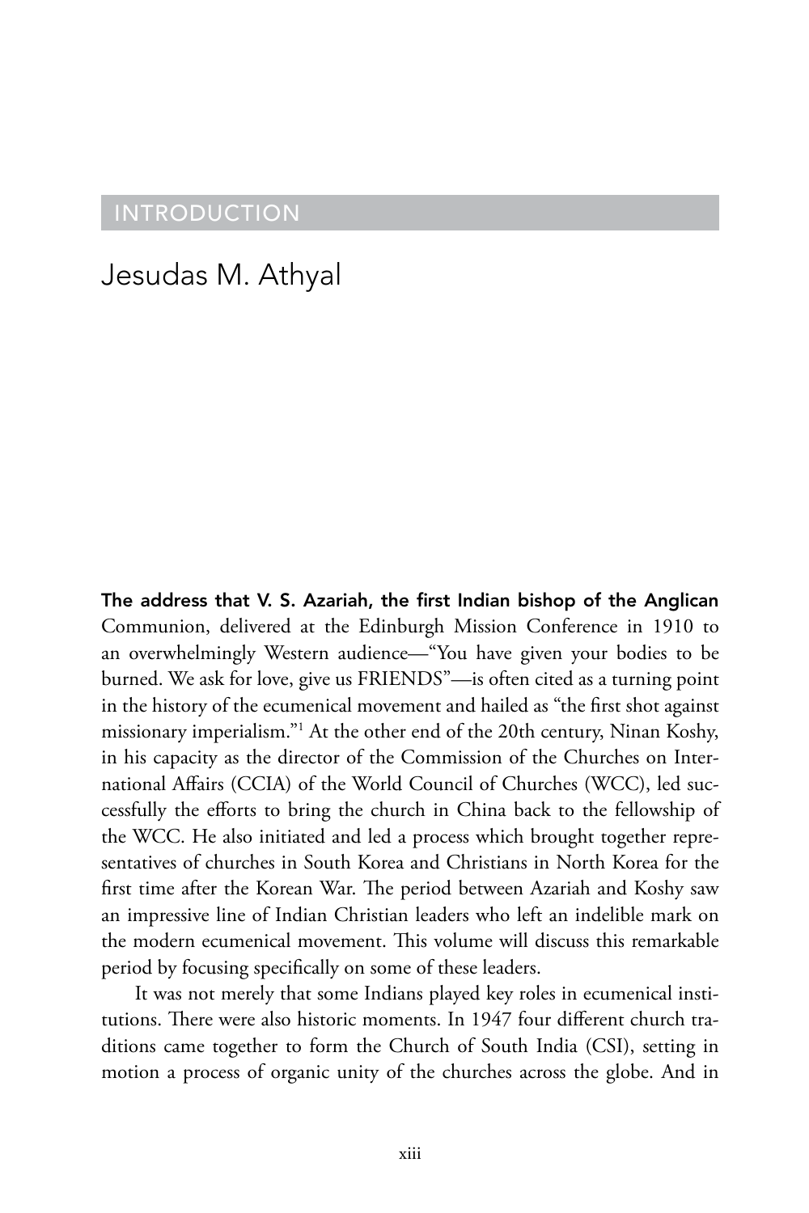# INTRODUCTION

## Jesudas M. Athyal

**The address that V. S. Azariah, the first Indian bishop of the Anglican** Communion, delivered at the Edinburgh Mission Conference in 1910 to an overwhelmingly Western audience—"You have given your bodies to be burned. We ask for love, give us FRIENDS"—is often cited as a turning point in the history of the ecumenical movement and hailed as "the first shot against missionary imperialism."[1] At the other end of the 20th century, Ninan Koshy, in his capacity as the director of the Commission of the Churches on International Affairs (CCIA) of the World Council of Churches (WCC), led successfully the efforts to bring the church in China back to the fellowship of the WCC. He also initiated and led a process which brought together representatives of churches in South Korea and Christians in North Korea for the first time after the Korean War. The period between Azariah and Koshy saw an impressive line of Indian Christian leaders who left an indelible mark on the modern ecumenical movement. This volume will discuss this remarkable period by focusing specifically on some of these leaders.

It was not merely that some Indians played key roles in ecumenical institutions. There were also historic moments. In 1947 four different church traditions came together to form the Church of South India (CSI), setting in motion a process of organic unity of the churches across the globe. And in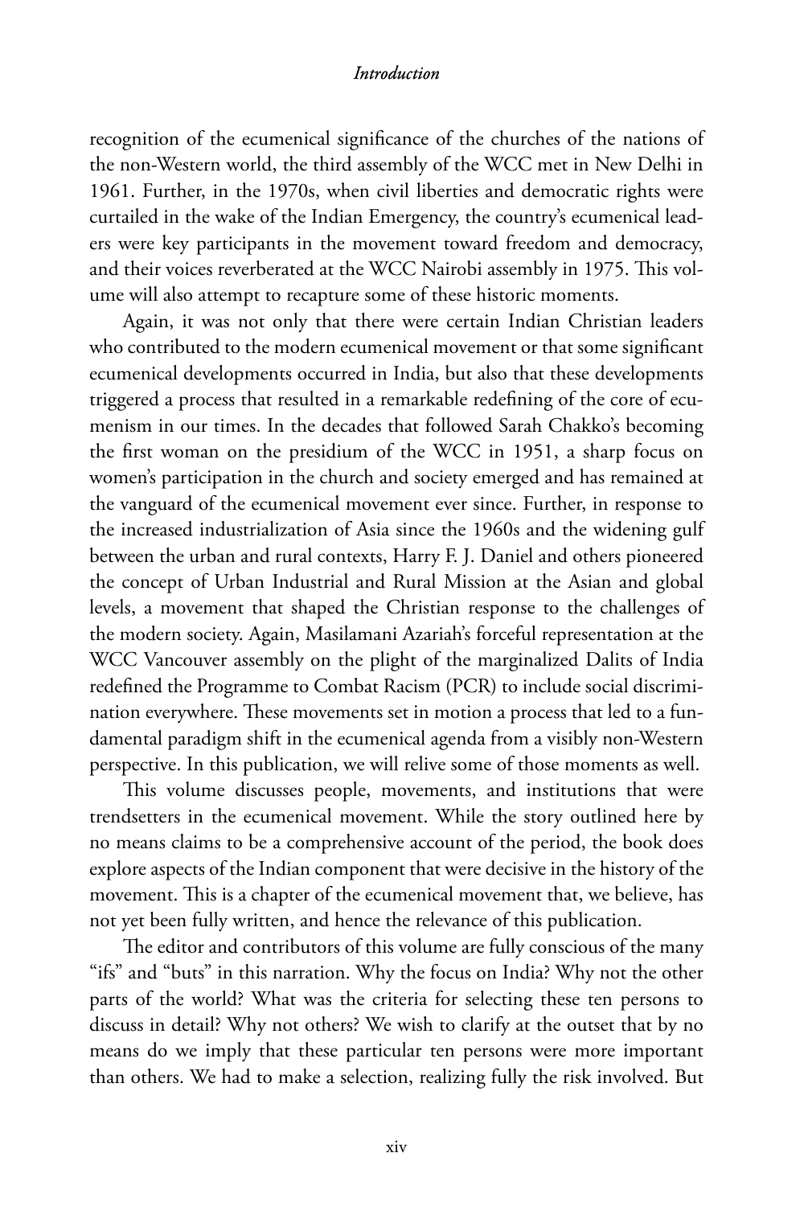recognition of the ecumenical significance of the churches of the nations of the non-Western world, the third assembly of the WCC met in New Delhi in 1961. Further, in the 1970s, when civil liberties and democratic rights were curtailed in the wake of the Indian Emergency, the country's ecumenical leaders were key participants in the movement toward freedom and democracy, and their voices reverberated at the WCC Nairobi assembly in 1975. This volume will also attempt to recapture some of these historic moments.

Again, it was not only that there were certain Indian Christian leaders who contributed to the modern ecumenical movement or that some significant ecumenical developments occurred in India, but also that these developments triggered a process that resulted in a remarkable redefining of the core of ecumenism in our times. In the decades that followed Sarah Chakko's becoming the first woman on the presidium of the WCC in 1951, a sharp focus on women's participation in the church and society emerged and has remained at the vanguard of the ecumenical movement ever since. Further, in response to the increased industrialization of Asia since the 1960s and the widening gulf between the urban and rural contexts, Harry F. J. Daniel and others pioneered the concept of Urban Industrial and Rural Mission at the Asian and global levels, a movement that shaped the Christian response to the challenges of the modern society. Again, Masilamani Azariah's forceful representation at the WCC Vancouver assembly on the plight of the marginalized Dalits of India redefined the Programme to Combat Racism (PCR) to include social discrimination everywhere. These movements set in motion a process that led to a fundamental paradigm shift in the ecumenical agenda from a visibly non-Western perspective. In this publication, we will relive some of those moments as well.

This volume discusses people, movements, and institutions that were trendsetters in the ecumenical movement. While the story outlined here by no means claims to be a comprehensive account of the period, the book does explore aspects of the Indian component that were decisive in the history of the movement. This is a chapter of the ecumenical movement that, we believe, has not yet been fully written, and hence the relevance of this publication.

The editor and contributors of this volume are fully conscious of the many "ifs" and "buts" in this narration. Why the focus on India? Why not the other parts of the world? What was the criteria for selecting these ten persons to discuss in detail? Why not others? We wish to clarify at the outset that by no means do we imply that these particular ten persons were more important than others. We had to make a selection, realizing fully the risk involved. But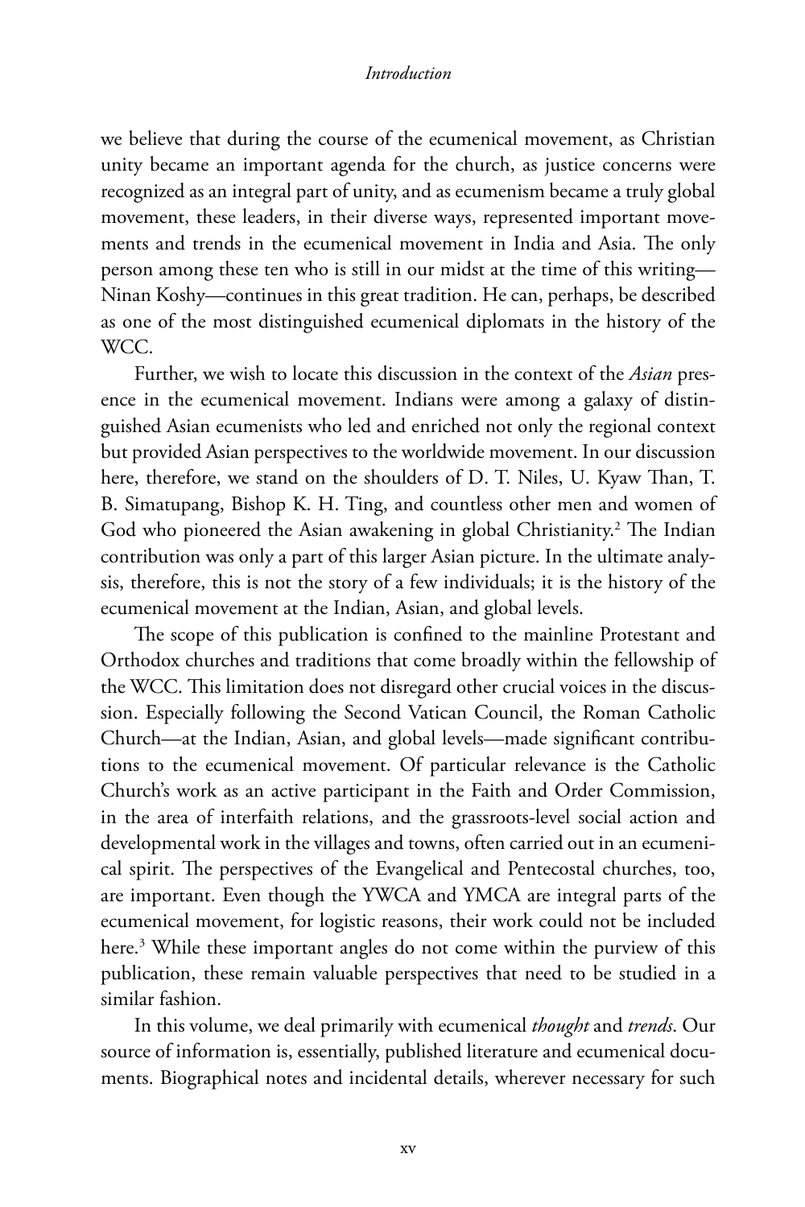we believe that during the course of the ecumenical movement, as Christian unity became an important agenda for the church, as justice concerns were recognized as an integral part of unity, and as ecumenism became a truly global movement, these leaders, in their diverse ways, represented important movements and trends in the ecumenical movement in India and Asia. The only person among these ten who is still in our midst at the time of this writing—Ninan Koshy—continues in this great tradition. He can, perhaps, be described as one of the most distinguished ecumenical diplomats in the history of the WCC.

Further, we wish to locate this discussion in the context of the *Asian* presence in the ecumenical movement. Indians were among a galaxy of distinguished Asian ecumenists who led and enriched not only the regional context but provided Asian perspectives to the worldwide movement. In our discussion here, therefore, we stand on the shoulders of D. T. Niles, U. Kyaw Than, T. B. Simatupang, Bishop K. H. Ting, and countless other men and women of God who pioneered the Asian awakening in global Christianity.[2] The Indian contribution was only a part of this larger Asian picture. In the ultimate analysis, therefore, this is not the story of a few individuals; it is the history of the ecumenical movement at the Indian, Asian, and global levels.

The scope of this publication is confined to the mainline Protestant and Orthodox churches and traditions that come broadly within the fellowship of the WCC. This limitation does not disregard other crucial voices in the discussion. Especially following the Second Vatican Council, the Roman Catholic Church—at the Indian, Asian, and global levels—made significant contributions to the ecumenical movement. Of particular relevance is the Catholic Church's work as an active participant in the Faith and Order Commission, in the area of interfaith relations, and the grassroots-level social action and developmental work in the villages and towns, often carried out in an ecumenical spirit. The perspectives of the Evangelical and Pentecostal churches, too, are important. Even though the YWCA and YMCA are integral parts of the ecumenical movement, for logistic reasons, their work could not be included here.[3] While these important angles do not come within the purview of this publication, these remain valuable perspectives that need to be studied in a similar fashion.

In this volume, we deal primarily with ecumenical *thought* and *trends*. Our source of information is, essentially, published literature and ecumenical documents. Biographical notes and incidental details, wherever necessary for such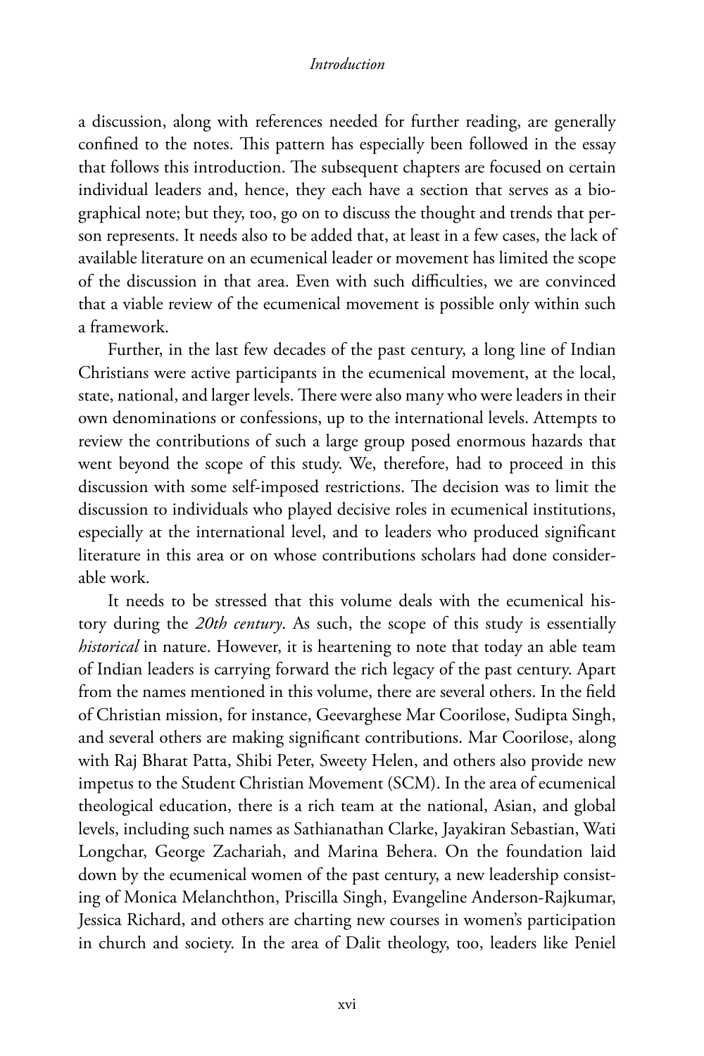a discussion, along with references needed for further reading, are generally confined to the notes. This pattern has especially been followed in the essay that follows this introduction. The subsequent chapters are focused on certain individual leaders and, hence, they each have a section that serves as a biographical note; but they, too, go on to discuss the thought and trends that person represents. It needs also to be added that, at least in a few cases, the lack of available literature on an ecumenical leader or movement has limited the scope of the discussion in that area. Even with such difficulties, we are convinced that a viable review of the ecumenical movement is possible only within such a framework.

Further, in the last few decades of the past century, a long line of Indian Christians were active participants in the ecumenical movement, at the local, state, national, and larger levels. There were also many who were leaders in their own denominations or confessions, up to the international levels. Attempts to review the contributions of such a large group posed enormous hazards that went beyond the scope of this study. We, therefore, had to proceed in this discussion with some self-imposed restrictions. The decision was to limit the discussion to individuals who played decisive roles in ecumenical institutions, especially at the international level, and to leaders who produced significant literature in this area or on whose contributions scholars had done considerable work.

It needs to be stressed that this volume deals with the ecumenical history during the *20th century*. As such, the scope of this study is essentially *historical* in nature. However, it is heartening to note that today an able team of Indian leaders is carrying forward the rich legacy of the past century. Apart from the names mentioned in this volume, there are several others. In the field of Christian mission, for instance, Geevarghese Mar Coorilose, Sudipta Singh, and several others are making significant contributions. Mar Coorilose, along with Raj Bharat Patta, Shibi Peter, Sweety Helen, and others also provide new impetus to the Student Christian Movement (SCM). In the area of ecumenical theological education, there is a rich team at the national, Asian, and global levels, including such names as Sathianathan Clarke, Jayakiran Sebastian, Wati Longchar, George Zachariah, and Marina Behera. On the foundation laid down by the ecumenical women of the past century, a new leadership consisting of Monica Melanchthon, Priscilla Singh, Evangeline Anderson-Rajkumar, Jessica Richard, and others are charting new courses in women's participation in church and society. In the area of Dalit theology, too, leaders like Peniel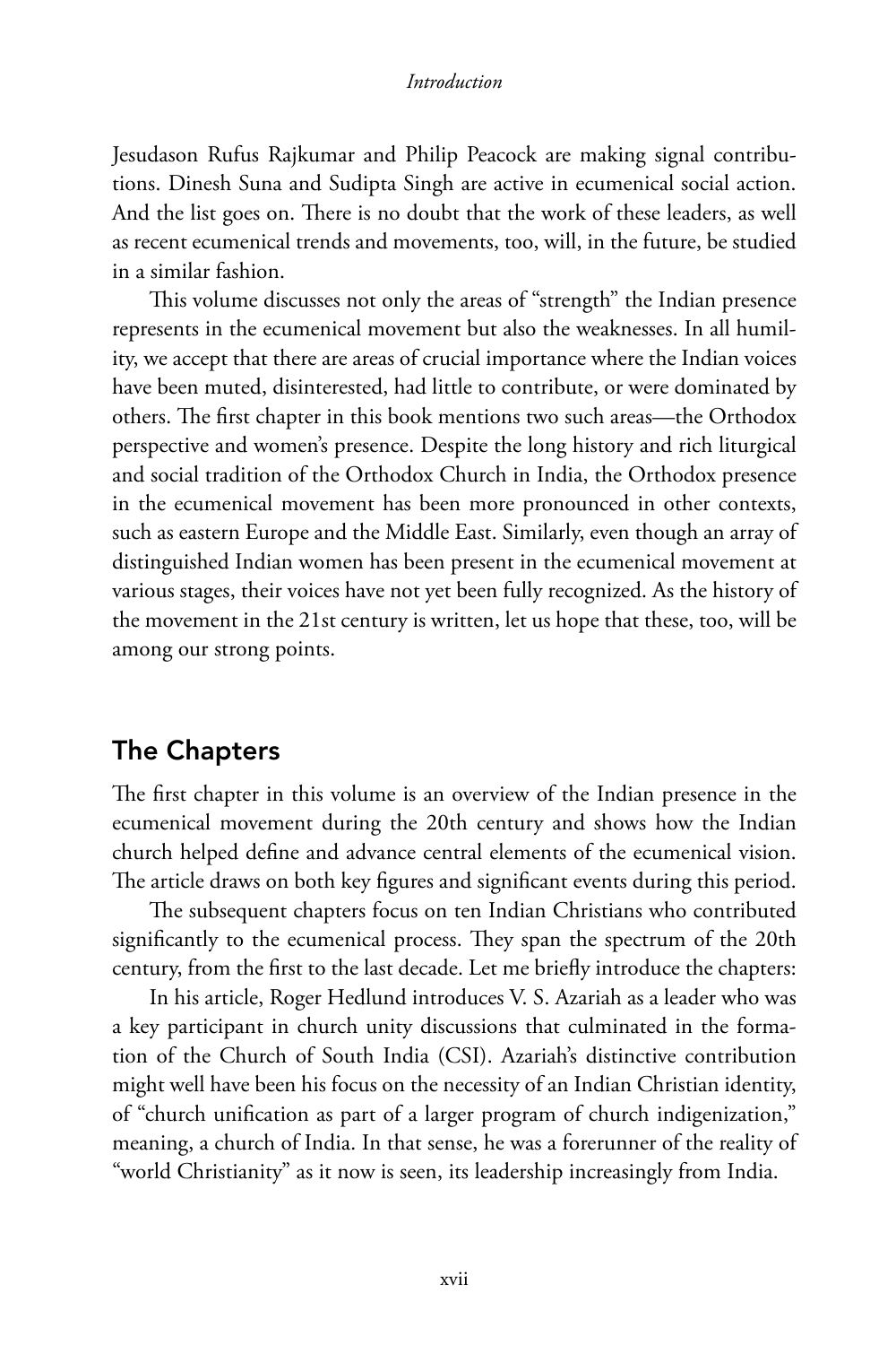Jesudason Rufus Rajkumar and Philip Peacock are making signal contributions. Dinesh Suna and Sudipta Singh are active in ecumenical social action. And the list goes on. There is no doubt that the work of these leaders, as well as recent ecumenical trends and movements, too, will, in the future, be studied in a similar fashion.

This volume discusses not only the areas of "strength" the Indian presence represents in the ecumenical movement but also the weaknesses. In all humility, we accept that there are areas of crucial importance where the Indian voices have been muted, disinterested, had little to contribute, or were dominated by others. The first chapter in this book mentions two such areas—the Orthodox perspective and women's presence. Despite the long history and rich liturgical and social tradition of the Orthodox Church in India, the Orthodox presence in the ecumenical movement has been more pronounced in other contexts, such as eastern Europe and the Middle East. Similarly, even though an array of distinguished Indian women has been present in the ecumenical movement at various stages, their voices have not yet been fully recognized. As the history of the movement in the 21st century is written, let us hope that these, too, will be among our strong points.

## The Chapters

The first chapter in this volume is an overview of the Indian presence in the ecumenical movement during the 20th century and shows how the Indian church helped define and advance central elements of the ecumenical vision. The article draws on both key figures and significant events during this period.

The subsequent chapters focus on ten Indian Christians who contributed significantly to the ecumenical process. They span the spectrum of the 20th century, from the first to the last decade. Let me briefly introduce the chapters:

In his article, Roger Hedlund introduces V. S. Azariah as a leader who was a key participant in church unity discussions that culminated in the formation of the Church of South India (CSI). Azariah's distinctive contribution might well have been his focus on the necessity of an Indian Christian identity, of "church unification as part of a larger program of church indigenization," meaning, a church of India. In that sense, he was a forerunner of the reality of "world Christianity" as it now is seen, its leadership increasingly from India.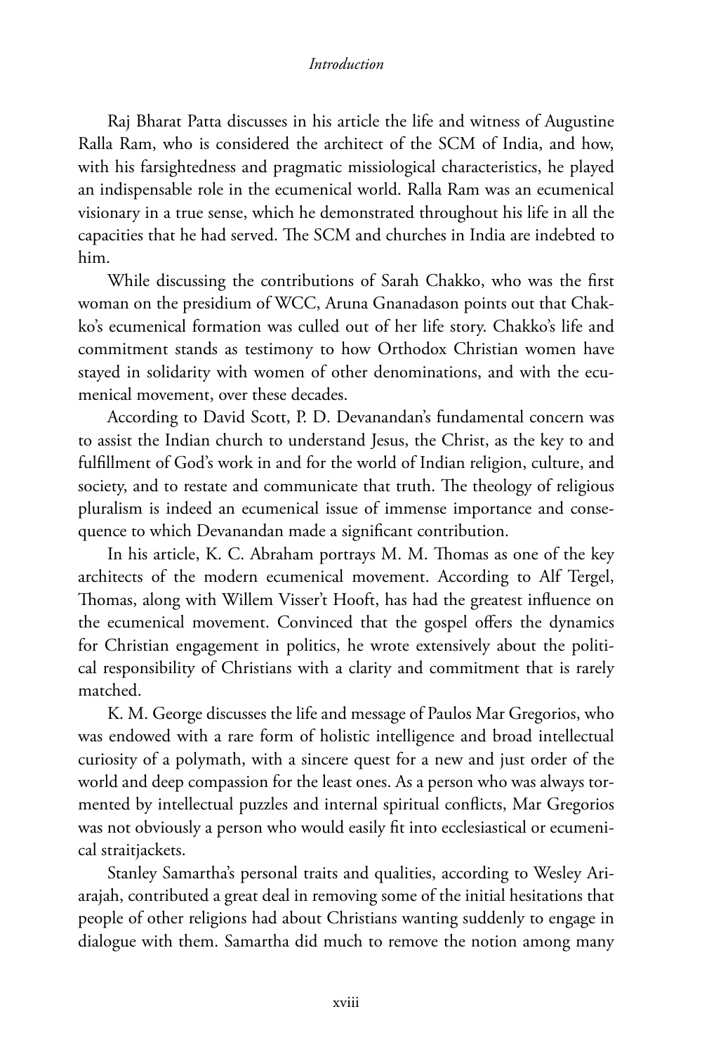Raj Bharat Patta discusses in his article the life and witness of Augustine Ralla Ram, who is considered the architect of the SCM of India, and how, with his farsightedness and pragmatic missiological characteristics, he played an indispensable role in the ecumenical world. Ralla Ram was an ecumenical visionary in a true sense, which he demonstrated throughout his life in all the capacities that he had served. The SCM and churches in India are indebted to him.

While discussing the contributions of Sarah Chakko, who was the first woman on the presidium of WCC, Aruna Gnanadason points out that Chakko's ecumenical formation was culled out of her life story. Chakko's life and commitment stands as testimony to how Orthodox Christian women have stayed in solidarity with women of other denominations, and with the ecumenical movement, over these decades.

According to David Scott, P. D. Devanandan's fundamental concern was to assist the Indian church to understand Jesus, the Christ, as the key to and fulfillment of God's work in and for the world of Indian religion, culture, and society, and to restate and communicate that truth. The theology of religious pluralism is indeed an ecumenical issue of immense importance and consequence to which Devanandan made a significant contribution.

In his article, K. C. Abraham portrays M. M. Thomas as one of the key architects of the modern ecumenical movement. According to Alf Tergel, Thomas, along with Willem Visser't Hooft, has had the greatest influence on the ecumenical movement. Convinced that the gospel offers the dynamics for Christian engagement in politics, he wrote extensively about the political responsibility of Christians with a clarity and commitment that is rarely matched.

K. M. George discusses the life and message of Paulos Mar Gregorios, who was endowed with a rare form of holistic intelligence and broad intellectual curiosity of a polymath, with a sincere quest for a new and just order of the world and deep compassion for the least ones. As a person who was always tormented by intellectual puzzles and internal spiritual conflicts, Mar Gregorios was not obviously a person who would easily fit into ecclesiastical or ecumenical straitjackets.

Stanley Samartha's personal traits and qualities, according to Wesley Ariarajah, contributed a great deal in removing some of the initial hesitations that people of other religions had about Christians wanting suddenly to engage in dialogue with them. Samartha did much to remove the notion among many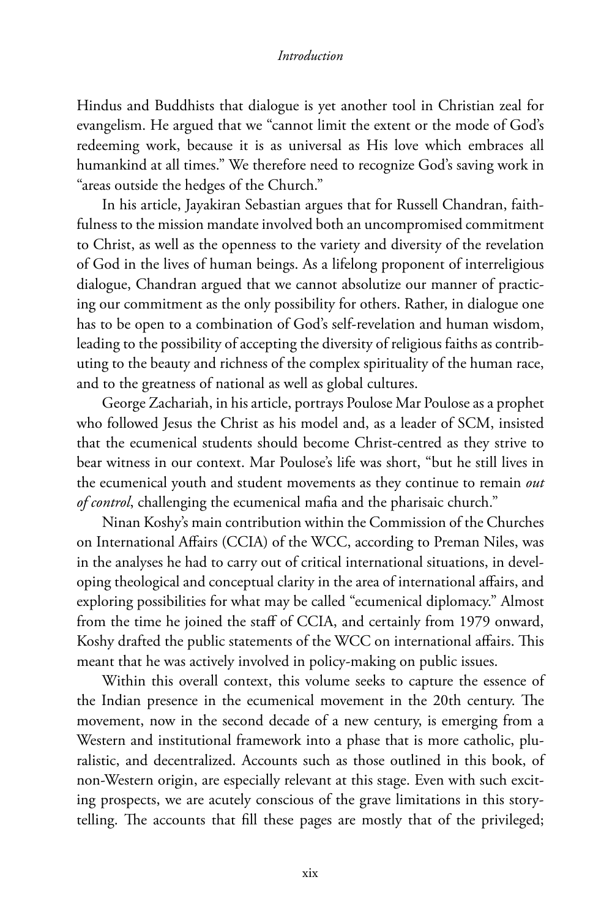Hindus and Buddhists that dialogue is yet another tool in Christian zeal for evangelism. He argued that we "cannot limit the extent or the mode of God's redeeming work, because it is as universal as His love which embraces all humankind at all times." We therefore need to recognize God's saving work in "areas outside the hedges of the Church."

In his article, Jayakiran Sebastian argues that for Russell Chandran, faithfulness to the mission mandate involved both an uncompromised commitment to Christ, as well as the openness to the variety and diversity of the revelation of God in the lives of human beings. As a lifelong proponent of interreligious dialogue, Chandran argued that we cannot absolutize our manner of practicing our commitment as the only possibility for others. Rather, in dialogue one has to be open to a combination of God's self-revelation and human wisdom, leading to the possibility of accepting the diversity of religious faiths as contributing to the beauty and richness of the complex spirituality of the human race, and to the greatness of national as well as global cultures.

George Zachariah, in his article, portrays Poulose Mar Poulose as a prophet who followed Jesus the Christ as his model and, as a leader of SCM, insisted that the ecumenical students should become Christ-centred as they strive to bear witness in our context. Mar Poulose's life was short, "but he still lives in the ecumenical youth and student movements as they continue to remain *out of control*, challenging the ecumenical mafia and the pharisaic church."

Ninan Koshy's main contribution within the Commission of the Churches on International Affairs (CCIA) of the WCC, according to Preman Niles, was in the analyses he had to carry out of critical international situations, in developing theological and conceptual clarity in the area of international affairs, and exploring possibilities for what may be called "ecumenical diplomacy." Almost from the time he joined the staff of CCIA, and certainly from 1979 onward, Koshy drafted the public statements of the WCC on international affairs. This meant that he was actively involved in policy-making on public issues.

Within this overall context, this volume seeks to capture the essence of the Indian presence in the ecumenical movement in the 20th century. The movement, now in the second decade of a new century, is emerging from a Western and institutional framework into a phase that is more catholic, pluralistic, and decentralized. Accounts such as those outlined in this book, of non-Western origin, are especially relevant at this stage. Even with such exciting prospects, we are acutely conscious of the grave limitations in this storytelling. The accounts that fill these pages are mostly that of the privileged;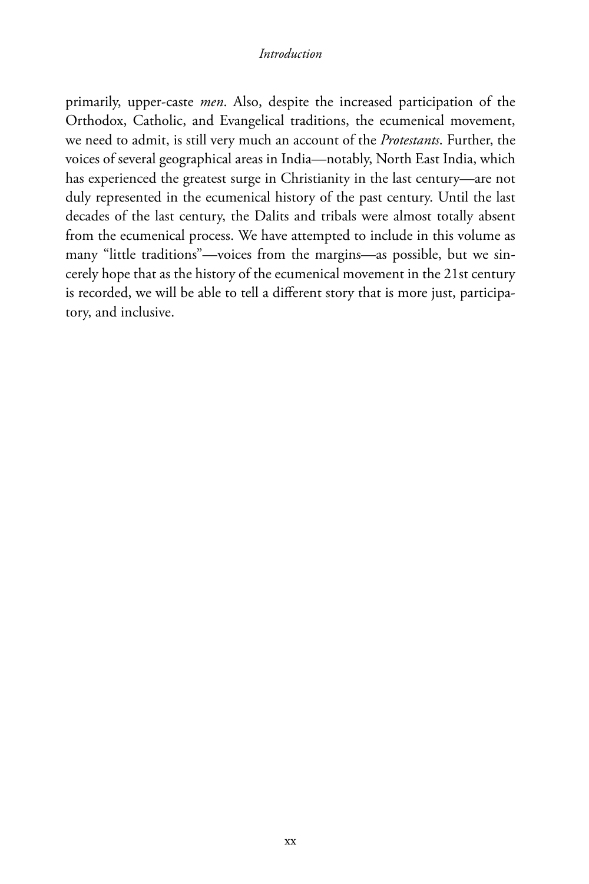primarily, upper-caste *men*. Also, despite the increased participation of the Orthodox, Catholic, and Evangelical traditions, the ecumenical movement, we need to admit, is still very much an account of the *Protestants*. Further, the voices of several geographical areas in India—notably, North East India, which has experienced the greatest surge in Christianity in the last century—are not duly represented in the ecumenical history of the past century. Until the last decades of the last century, the Dalits and tribals were almost totally absent from the ecumenical process. We have attempted to include in this volume as many "little traditions"—voices from the margins—as possible, but we sincerely hope that as the history of the ecumenical movement in the 21st century is recorded, we will be able to tell a different story that is more just, participatory, and inclusive.